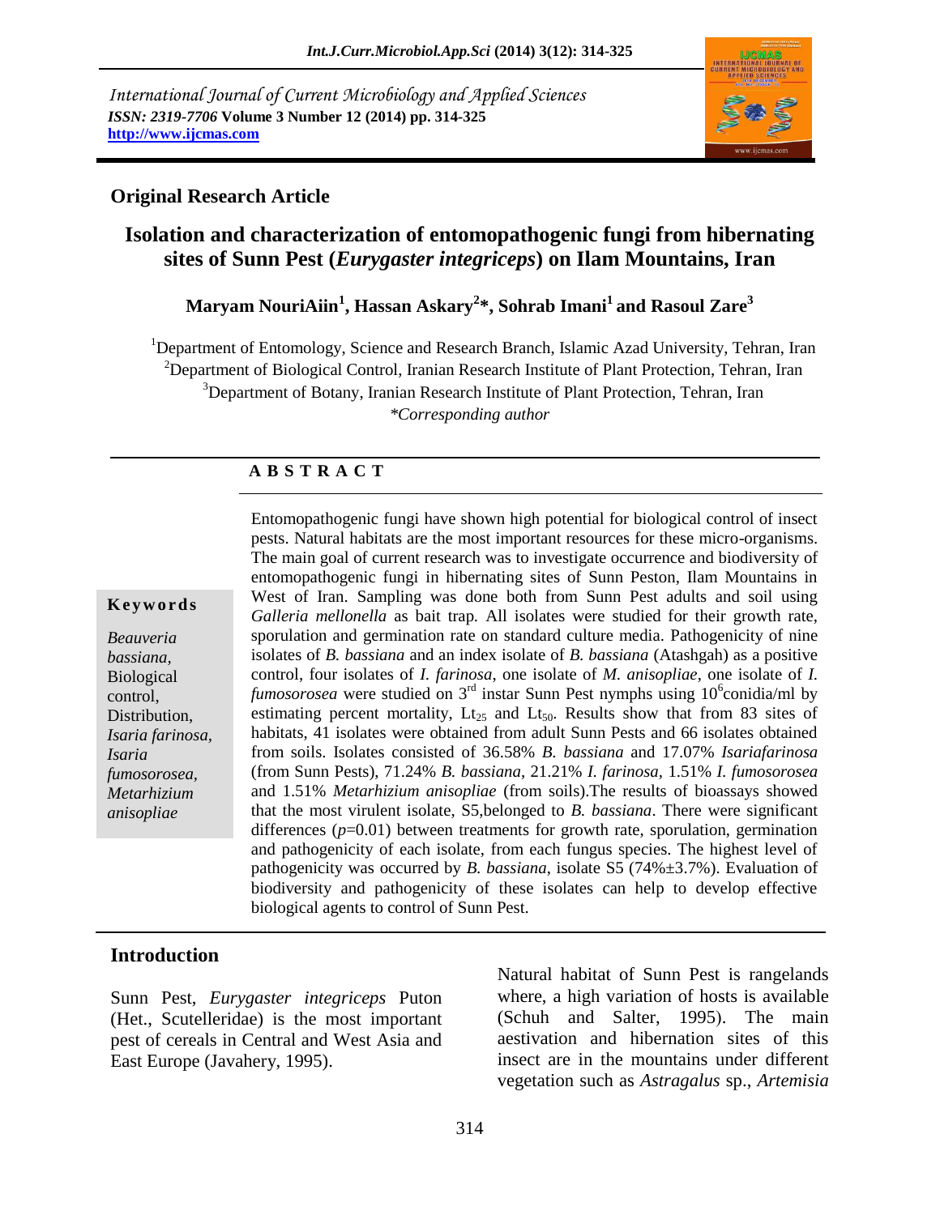International Journal of Current Microbiology and Applied Sciences
*ISSN: 2319-7706* **Volume 3 Number 12 (2014) pp. 314-325**
**http://www.ijcmas.com**

## Original Research Article

# Isolation and characterization of entomopathogenic fungi from hibernating sites of Sunn Pest (*Eurygaster integriceps*) on Ilam Mountains, Iran

**Maryam NouriAiin[1], Hassan Askary[2]*, Sohrab Imani[1] and Rasoul Zare[3]**

[1]Department of Entomology, Science and Research Branch, Islamic Azad University, Tehran, Iran
[2]Department of Biological Control, Iranian Research Institute of Plant Protection, Tehran, Iran
[3]Department of Botany, Iranian Research Institute of Plant Protection, Tehran, Iran
*\*Corresponding author*

## A B S T R A C T

**Keywords**

*Beauveria bassiana*, Biological control, Distribution, *Isaria farinosa*, *Isaria fumosorosea*, *Metarhizium anisopliae*

Entomopathogenic fungi have shown high potential for biological control of insect pests. Natural habitats are the most important resources for these micro-organisms. The main goal of current research was to investigate occurrence and biodiversity of entomopathogenic fungi in hibernating sites of Sunn Peston, Ilam Mountains in West of Iran. Sampling was done both from Sunn Pest adults and soil using *Galleria mellonella* as bait trap. All isolates were studied for their growth rate, sporulation and germination rate on standard culture media. Pathogenicity of nine isolates of *B. bassiana* and an index isolate of *B. bassiana* (Atashgah) as a positive control, four isolates of *I. farinosa*, one isolate of *M. anisopliae*, one isolate of *I. fumosorosea* were studied on 3rd instar Sunn Pest nymphs using $10^6$conidia/ml by estimating percent mortality, $Lt_{25}$ and $Lt_{50}$. Results show that from 83 sites of habitats, 41 isolates were obtained from adult Sunn Pests and 66 isolates obtained from soils. Isolates consisted of 36.58% *B. bassiana* and 17.07% *Isariafarinosa* (from Sunn Pests), 71.24% *B. bassiana*, 21.21% *I. farinosa*, 1.51% *I. fumosorosea* and 1.51% *Metarhizium anisopliae* (from soils).The results of bioassays showed that the most virulent isolate, S5,belonged to *B. bassiana*. There were significant differences ($p$=0.01) between treatments for growth rate, sporulation, germination and pathogenicity of each isolate, from each fungus species. The highest level of pathogenicity was occurred by *B. bassiana*, isolate S5 (74%±3.7%). Evaluation of biodiversity and pathogenicity of these isolates can help to develop effective biological agents to control of Sunn Pest.

## Introduction

Sunn Pest, *Eurygaster integriceps* Puton (Het., Scutelleridae) is the most important pest of cereals in Central and West Asia and East Europe (Javahery, 1995).

Natural habitat of Sunn Pest is rangelands where, a high variation of hosts is available (Schuh and Salter, 1995). The main aestivation and hibernation sites of this insect are in the mountains under different vegetation such as *Astragalus* sp., *Artemisia*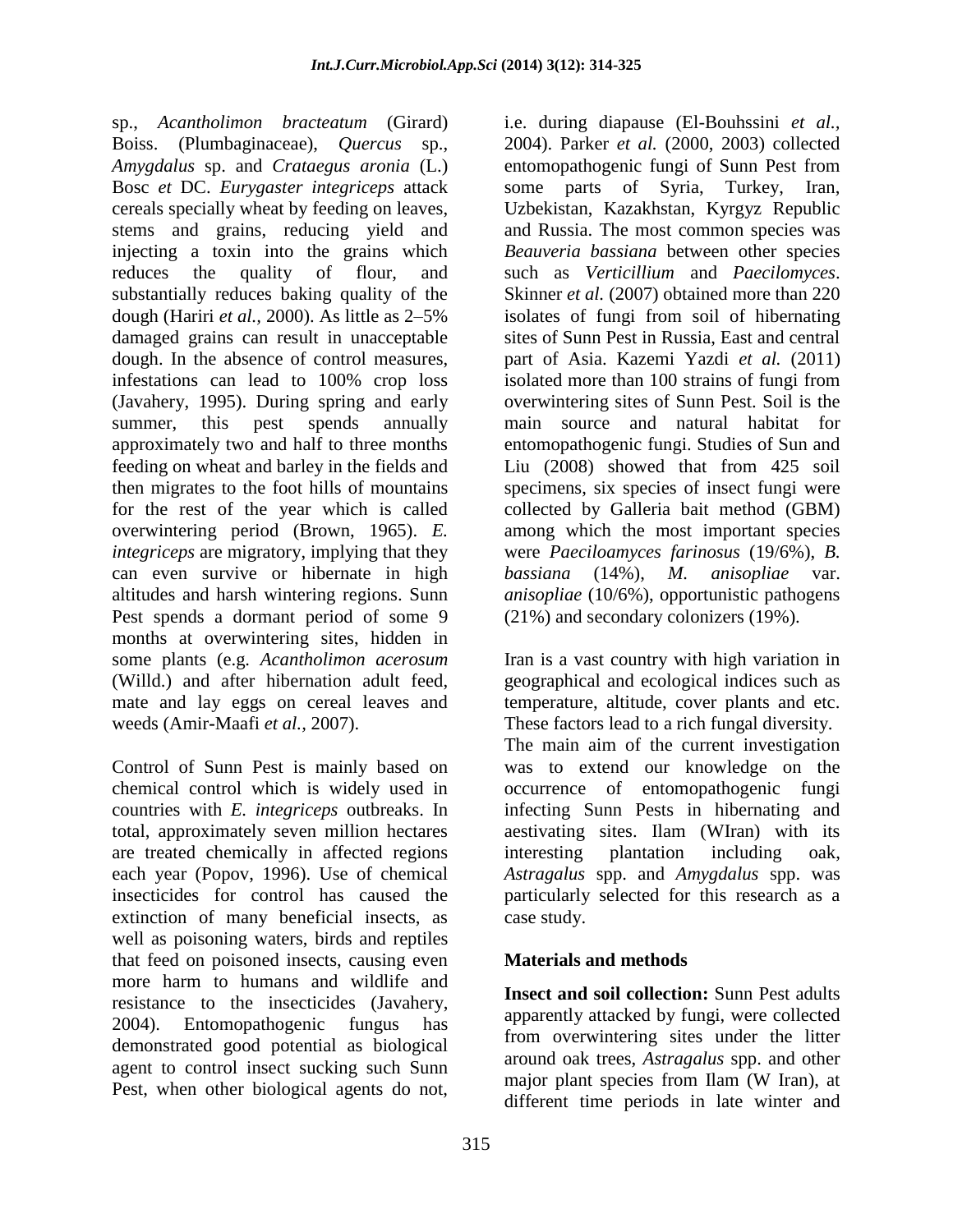sp., *Acantholimon bracteatum* (Girard) Boiss. (Plumbaginaceae), *Quercus* sp., *Amygdalus* sp. and *Crataegus aronia* (L.) Bosc *et* DC. *Eurygaster integriceps* attack cereals specially wheat by feeding on leaves, stems and grains, reducing yield and injecting a toxin into the grains which reduces the quality of flour, and substantially reduces baking quality of the dough (Hariri *et al.,* 2000). As little as 2–5% damaged grains can result in unacceptable dough. In the absence of control measures, infestations can lead to 100% crop loss (Javahery, 1995). During spring and early summer, this pest spends annually approximately two and half to three months feeding on wheat and barley in the fields and then migrates to the foot hills of mountains for the rest of the year which is called overwintering period (Brown, 1965). *E. integriceps* are migratory, implying that they can even survive or hibernate in high altitudes and harsh wintering regions. Sunn Pest spends a dormant period of some 9 months at overwintering sites, hidden in some plants (e.g. *Acantholimon acerosum* (Willd.) and after hibernation adult feed, mate and lay eggs on cereal leaves and weeds (Amir-Maafi *et al.,* 2007).

Control of Sunn Pest is mainly based on chemical control which is widely used in countries with *E. integriceps* outbreaks. In total, approximately seven million hectares are treated chemically in affected regions each year (Popov, 1996). Use of chemical insecticides for control has caused the extinction of many beneficial insects, as well as poisoning waters, birds and reptiles that feed on poisoned insects, causing even more harm to humans and wildlife and resistance to the insecticides (Javahery, 2004). Entomopathogenic fungus has demonstrated good potential as biological agent to control insect sucking such Sunn Pest, when other biological agents do not, i.e. during diapause (El-Bouhssini *et al.,* 2004). Parker *et al.* (2000, 2003) collected entomopathogenic fungi of Sunn Pest from some parts of Syria, Turkey, Iran, Uzbekistan, Kazakhstan, Kyrgyz Republic and Russia. The most common species was *Beauveria bassiana* between other species such as *Verticillium* and *Paecilomyces*. Skinner *et al.* (2007) obtained more than 220 isolates of fungi from soil of hibernating sites of Sunn Pest in Russia, East and central part of Asia. Kazemi Yazdi *et al.* (2011) isolated more than 100 strains of fungi from overwintering sites of Sunn Pest. Soil is the main source and natural habitat for entomopathogenic fungi. Studies of Sun and Liu (2008) showed that from 425 soil specimens, six species of insect fungi were collected by Galleria bait method (GBM) among which the most important species were *Paeciloamyces farinosus* (19/6%), *B. bassiana* (14%), *M. anisopliae* var. *anisopliae* (10/6%), opportunistic pathogens (21%) and secondary colonizers (19%).

Iran is a vast country with high variation in geographical and ecological indices such as temperature, altitude, cover plants and etc. These factors lead to a rich fungal diversity. The main aim of the current investigation was to extend our knowledge on the occurrence of entomopathogenic fungi infecting Sunn Pests in hibernating and aestivating sites. Ilam (WIran) with its interesting plantation including oak, *Astragalus* spp. and *Amygdalus* spp. was particularly selected for this research as a case study.

## Materials and methods

**Insect and soil collection:** Sunn Pest adults apparently attacked by fungi, were collected from overwintering sites under the litter around oak trees, *Astragalus* spp. and other major plant species from Ilam (W Iran), at different time periods in late winter and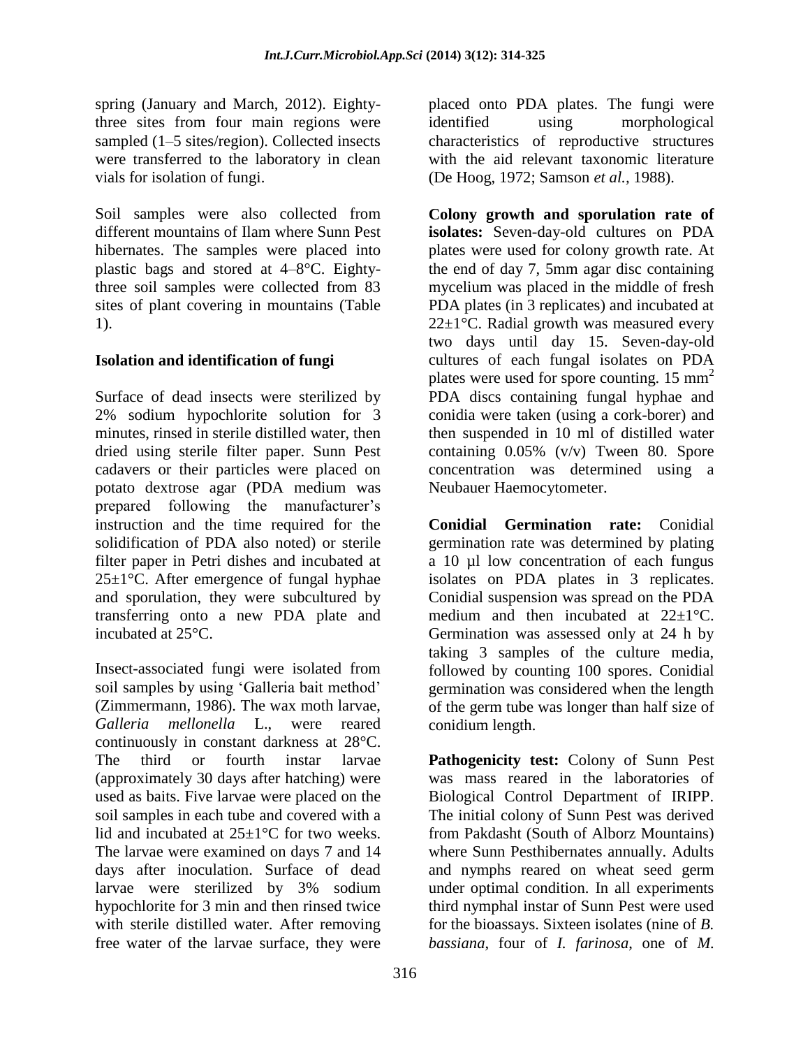spring (January and March, 2012). Eighty-three sites from four main regions were sampled (1–5 sites/region). Collected insects were transferred to the laboratory in clean vials for isolation of fungi.

Soil samples were also collected from different mountains of Ilam where Sunn Pest hibernates. The samples were placed into plastic bags and stored at 4–8°C. Eighty-three soil samples were collected from 83 sites of plant covering in mountains (Table 1).

### Isolation and identification of fungi

Surface of dead insects were sterilized by 2% sodium hypochlorite solution for 3 minutes, rinsed in sterile distilled water, then dried using sterile filter paper. Sunn Pest cadavers or their particles were placed on potato dextrose agar (PDA medium was prepared following the manufacturer's instruction and the time required for the solidification of PDA also noted) or sterile filter paper in Petri dishes and incubated at 25±1°C. After emergence of fungal hyphae and sporulation, they were subcultured by transferring onto a new PDA plate and incubated at 25°C.

Insect-associated fungi were isolated from soil samples by using 'Galleria bait method' (Zimmermann, 1986). The wax moth larvae, *Galleria mellonella* L., were reared continuously in constant darkness at 28°C. The third or fourth instar larvae (approximately 30 days after hatching) were used as baits. Five larvae were placed on the soil samples in each tube and covered with a lid and incubated at 25±1°C for two weeks. The larvae were examined on days 7 and 14 days after inoculation. Surface of dead larvae were sterilized by 3% sodium hypochlorite for 3 min and then rinsed twice with sterile distilled water. After removing free water of the larvae surface, they were placed onto PDA plates. The fungi were identified using morphological characteristics of reproductive structures with the aid relevant taxonomic literature (De Hoog, 1972; Samson *et al.,* 1988).

**Colony growth and sporulation rate of isolates:** Seven-day-old cultures on PDA plates were used for colony growth rate. At the end of day 7, 5mm agar disc containing mycelium was placed in the middle of fresh PDA plates (in 3 replicates) and incubated at 22±1°C. Radial growth was measured every two days until day 15. Seven-day-old cultures of each fungal isolates on PDA plates were used for spore counting. 15 $mm^2$ PDA discs containing fungal hyphae and conidia were taken (using a cork-borer) and then suspended in 10 ml of distilled water containing 0.05% (v/v) Tween 80. Spore concentration was determined using a Neubauer Haemocytometer.

**Conidial Germination rate:** Conidial germination rate was determined by plating a 10 µl low concentration of each fungus isolates on PDA plates in 3 replicates. Conidial suspension was spread on the PDA medium and then incubated at 22±1°C. Germination was assessed only at 24 h by taking 3 samples of the culture media, followed by counting 100 spores. Conidial germination was considered when the length of the germ tube was longer than half size of conidium length.

**Pathogenicity test:** Colony of Sunn Pest was mass reared in the laboratories of Biological Control Department of IRIPP. The initial colony of Sunn Pest was derived from Pakdasht (South of Alborz Mountains) where Sunn Pesthibernates annually. Adults and nymphs reared on wheat seed germ under optimal condition. In all experiments third nymphal instar of Sunn Pest were used for the bioassays. Sixteen isolates (nine of *B. bassiana*, four of *I. farinosa*, one of *M.*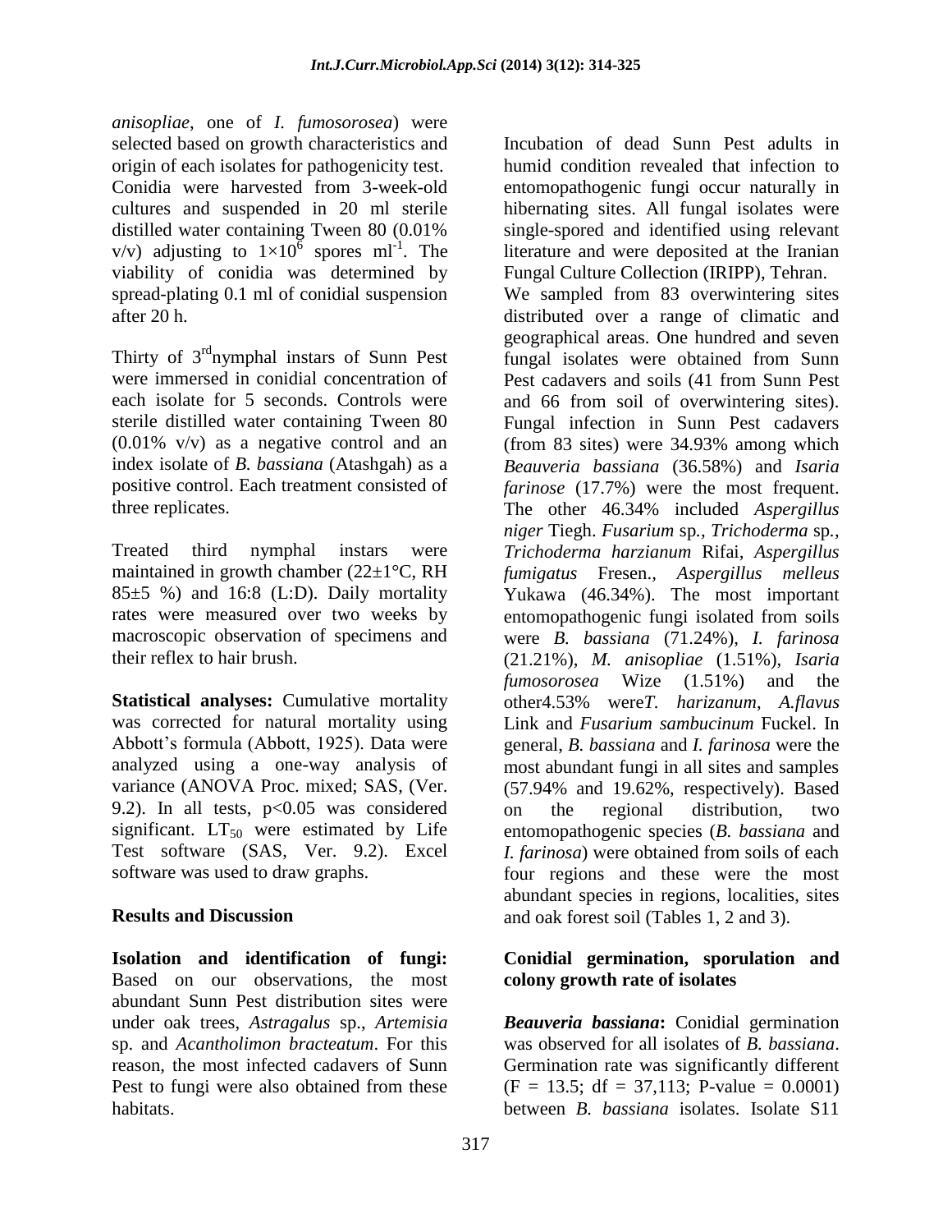*anisopliae*, one of *I. fumosorosea*) were selected based on growth characteristics and origin of each isolates for pathogenicity test. Conidia were harvested from 3-week-old cultures and suspended in 20 ml sterile distilled water containing Tween 80 (0.01% v/v) adjusting to $1\times10^{6}$ spores $ml^{-1}$. The viability of conidia was determined by spread-plating 0.1 ml of conidial suspension after 20 h.

Thirty of $3^{rd}$ nymphal instars of Sunn Pest were immersed in conidial concentration of each isolate for 5 seconds. Controls were sterile distilled water containing Tween 80 (0.01% v/v) as a negative control and an index isolate of *B. bassiana* (Atashgah) as a positive control. Each treatment consisted of three replicates.

Treated third nymphal instars were maintained in growth chamber (22±1°C, RH 85±5 %) and 16:8 (L:D). Daily mortality rates were measured over two weeks by macroscopic observation of specimens and their reflex to hair brush.

**Statistical analyses:** Cumulative mortality was corrected for natural mortality using Abbott's formula (Abbott, 1925). Data were analyzed using a one-way analysis of variance (ANOVA Proc. mixed; SAS, (Ver. 9.2). In all tests, $p<0.05$ was considered significant. $LT_{50}$ were estimated by Life Test software (SAS, Ver. 9.2). Excel software was used to draw graphs.

## Results and Discussion

**Isolation and identification of fungi:** Based on our observations, the most abundant Sunn Pest distribution sites were under oak trees, *Astragalus* sp., *Artemisia* sp. and *Acantholimon bracteatum*. For this reason, the most infected cadavers of Sunn Pest to fungi were also obtained from these habitats.

Incubation of dead Sunn Pest adults in humid condition revealed that infection to entomopathogenic fungi occur naturally in hibernating sites. All fungal isolates were single-spored and identified using relevant literature and were deposited at the Iranian Fungal Culture Collection (IRIPP), Tehran. We sampled from 83 overwintering sites distributed over a range of climatic and geographical areas. One hundred and seven fungal isolates were obtained from Sunn Pest cadavers and soils (41 from Sunn Pest and 66 from soil of overwintering sites). Fungal infection in Sunn Pest cadavers (from 83 sites) were 34.93% among which *Beauveria bassiana* (36.58%) and *Isaria farinose* (17.7%) were the most frequent. The other 46.34% included *Aspergillus niger* Tiegh. *Fusarium* sp*., Trichoderma* sp*., Trichoderma harzianum* Rifai, *Aspergillus fumigatus* Fresen., *Aspergillus melleus* Yukawa (46.34%). The most important entomopathogenic fungi isolated from soils were *B. bassiana* (71.24%), *I. farinosa* (21.21%), *M. anisopliae* (1.51%), *Isaria fumosorosea* Wize (1.51%) and the other4.53% were*T. harizanum*, *A.flavus* Link and *Fusarium sambucinum* Fuckel. In general, *B. bassiana* and *I. farinosa* were the most abundant fungi in all sites and samples (57.94% and 19.62%, respectively). Based on the regional distribution, two entomopathogenic species (*B. bassiana* and *I. farinosa*) were obtained from soils of each four regions and these were the most abundant species in regions, localities, sites and oak forest soil (Tables 1, 2 and 3).

### Conidial germination, sporulation and colony growth rate of isolates

***Beauveria bassiana*:** Conidial germination was observed for all isolates of *B. bassiana*. Germination rate was significantly different ($F = 13.5$; $df = 37,113$; P-value = 0.0001) between *B. bassiana* isolates. Isolate S11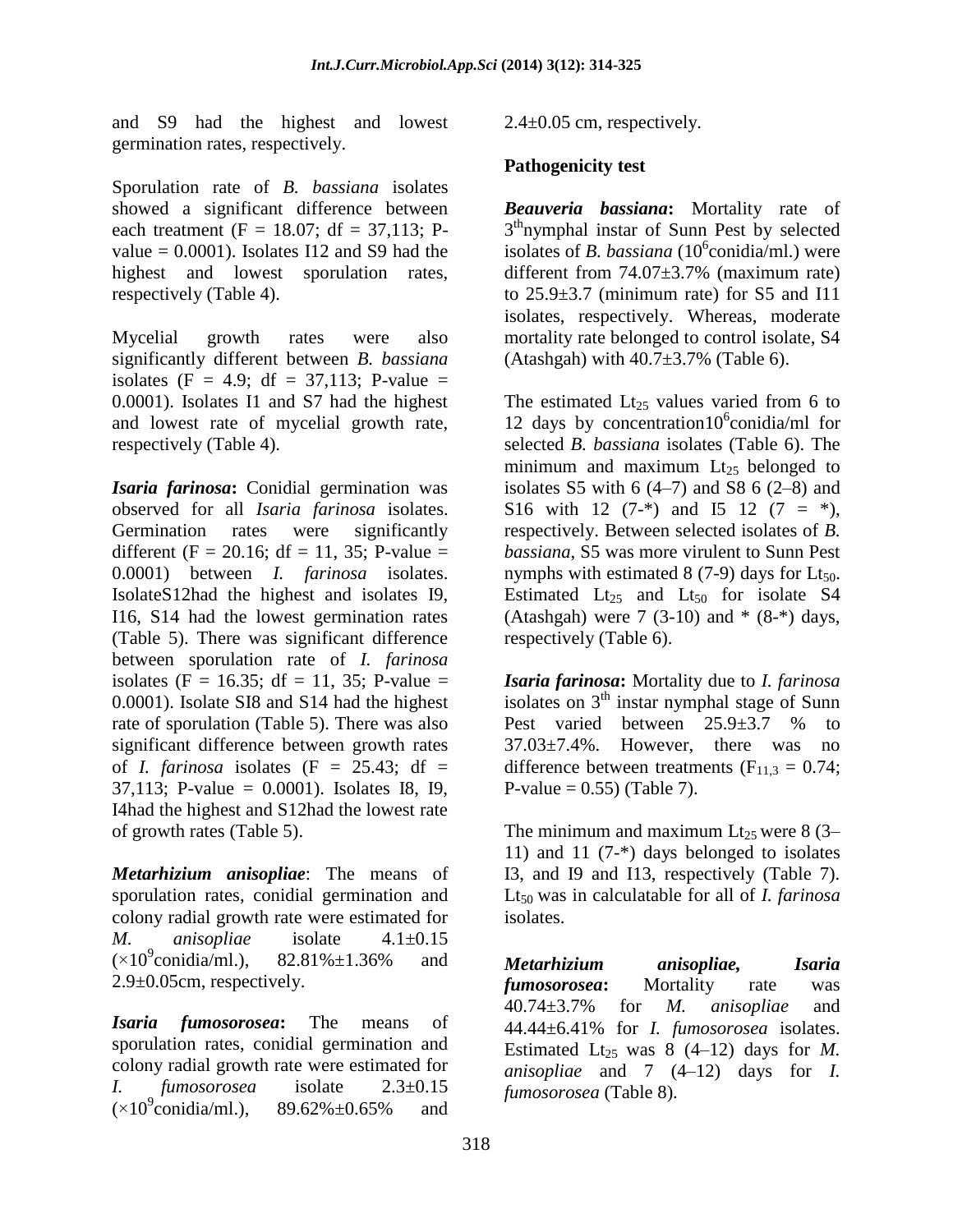and S9 had the highest and lowest germination rates, respectively.

Sporulation rate of *B. bassiana* isolates showed a significant difference between each treatment ($F = 18.07$; df = 37,113; P-value = 0.0001). Isolates I12 and S9 had the highest and lowest sporulation rates, respectively (Table 4).

Mycelial growth rates were also significantly different between *B. bassiana* isolates ($F = 4.9$; df = 37,113; P-value = 0.0001). Isolates I1 and S7 had the highest and lowest rate of mycelial growth rate, respectively (Table 4).

***Isaria farinosa*:** Conidial germination was observed for all *Isaria farinosa* isolates. Germination rates were significantly different ($F = 20.16$; df = 11, 35; P-value = 0.0001) between *I. farinosa* isolates. IsolateS12had the highest and isolates I9, I16, S14 had the lowest germination rates (Table 5). There was significant difference between sporulation rate of *I. farinosa* isolates ($F = 16.35$; df = 11, 35; P-value = 0.0001). Isolate SI8 and S14 had the highest rate of sporulation (Table 5). There was also significant difference between growth rates of *I. farinosa* isolates ($F = 25.43$; df = 37,113; P-value = 0.0001). Isolates I8, I9, I4had the highest and S12had the lowest rate of growth rates (Table 5).

***Metarhizium anisopliae*:** The means of sporulation rates, conidial germination and colony radial growth rate were estimated for *M. anisopliae* isolate 4.1±0.15 ($\times10^9$conidia/ml.), 82.81%±1.36% and 2.9±0.05cm, respectively.

***Isaria fumosorosea*:** The means of sporulation rates, conidial germination and colony radial growth rate were estimated for *I. fumosorosea* isolate 2.3±0.15 ($\times10^9$conidia/ml.), 89.62%±0.65% and 2.4±0.05 cm, respectively.

## Pathogenicity test

***Beauveria bassiana*:** Mortality rate of 3[th]nymphal instar of Sunn Pest by selected isolates of *B. bassiana* ($10^6$conidia/ml.) were different from 74.07±3.7% (maximum rate) to 25.9±3.7 (minimum rate) for S5 and I11 isolates, respectively. Whereas, moderate mortality rate belonged to control isolate, S4 (Atashgah) with 40.7±3.7% (Table 6).

The estimated $Lt_{25}$ values varied from 6 to 12 days by concentration$10^6$conidia/ml for selected *B. bassiana* isolates (Table 6). The minimum and maximum $Lt_{25}$ belonged to isolates S5 with 6 (4–7) and S8 6 (2–8) and S16 with 12 (7-*) and I5 12 (7 = *), respectively. Between selected isolates of *B. bassiana*, S5 was more virulent to Sunn Pest nymphs with estimated 8 (7-9) days for $Lt_{50}$. Estimated $Lt_{25}$ and $Lt_{50}$ for isolate S4 (Atashgah) were 7 (3-10) and * (8-*) days, respectively (Table 6).

***Isaria farinosa*:** Mortality due to *I. farinosa* isolates on 3[th] instar nymphal stage of Sunn Pest varied between 25.9±3.7 % to 37.03±7.4%. However, there was no difference between treatments ($F_{11,3} = 0.74$; P-value = 0.55) (Table 7).

The minimum and maximum $Lt_{25}$ were 8 (3–11) and 11 (7-*) days belonged to isolates I3, and I9 and I13, respectively (Table 7). $Lt_{50}$ was in calculatable for all of *I. farinosa* isolates.

***Metarhizium anisopliae, Isaria fumosorosea*:** Mortality rate was 40.74±3.7% for *M. anisopliae* and 44.44±6.41% for *I. fumosorosea* isolates. Estimated $Lt_{25}$ was 8 (4–12) days for *M. anisopliae* and 7 (4–12) days for *I. fumosorosea* (Table 8).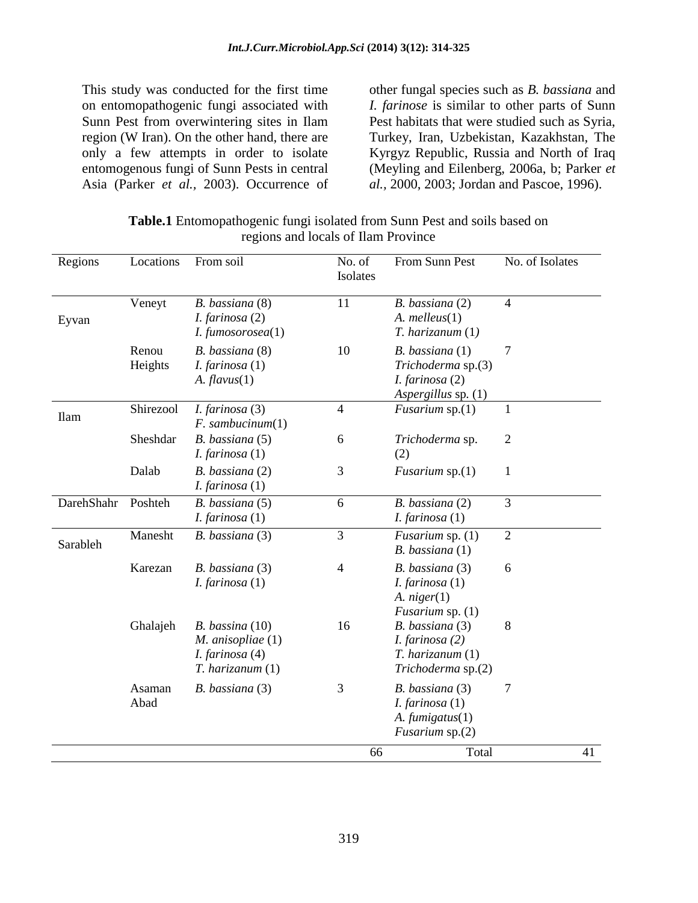This study was conducted for the first time on entomopathogenic fungi associated with Sunn Pest from overwintering sites in Ilam region (W Iran). On the other hand, there are only a few attempts in order to isolate entomogenous fungi of Sunn Pests in central Asia (Parker *et al.,* 2003). Occurrence of other fungal species such as *B. bassiana* and *I. farinose* is similar to other parts of Sunn Pest habitats that were studied such as Syria, Turkey, Iran, Uzbekistan, Kazakhstan, The Kyrgyz Republic, Russia and North of Iraq (Meyling and Eilenberg, 2006a, b; Parker *et al.,* 2000, 2003; Jordan and Pascoe, 1996).

**Table.1** Entomopathogenic fungi isolated from Sunn Pest and soils based on regions and locals of Ilam Province

| Regions | Locations | From soil | No. of Isolates | From Sunn Pest | No. of Isolates |
|---|---|---|---|---|---|
| Eyvan | Veneyt | *B. bassiana* (8)<br>*I. farinosa* (2)<br>*I. fumosorosea*(1) | 11 | *B. bassiana* (2)<br>*A. melleus*(1)<br>*T. harizanum* (1) | 4 |
| | Renou Heights | *B. bassiana* (8)<br>*I. farinosa* (1)<br>*A. flavus*(1) | 10 | *B. bassiana* (1)<br>*Trichoderma* sp.(3)<br>*I. farinosa* (2)<br>*Aspergillus* sp. (1) | 7 |
| Ilam | Shirezool | *I. farinosa* (3)<br>*F. sambucinum*(1) | 4 | *Fusarium* sp.(1) | 1 |
| | Sheshdar | *B. bassiana* (5)<br>*I. farinosa* (1) | 6 | *Trichoderma* sp. (2) | 2 |
| | Dalab | *B. bassiana* (2)<br>*I. farinosa* (1) | 3 | *Fusarium* sp.(1) | 1 |
| DarehShahr | Poshteh | *B. bassiana* (5)<br>*I. farinosa* (1) | 6 | *B. bassiana* (2)<br>*I. farinosa* (1) | 3 |
| Sarableh | Manesht | *B. bassiana* (3) | 3 | *Fusarium* sp. (1)<br>*B. bassiana* (1) | 2 |
| | Karezan | *B. bassiana* (3)<br>*I. farinosa* (1) | 4 | *B. bassiana* (3)<br>*I. farinosa* (1)<br>*A. niger*(1)<br>*Fusarium* sp. (1) | 6 |
| | Ghalajeh | *B. bassina* (10)<br>*M. anisopliae* (1)<br>*I. farinosa* (4)<br>*T. harizanum* (1) | 16 | *B. bassiana* (3)<br>*I. farinosa (2)*<br>*T. harizanum* (1)<br>*Trichoderma* sp.(2) | 8 |
| | Asaman Abad | *B. bassiana* (3) | 3 | *B. bassiana* (3)<br>*I. farinosa* (1)<br>*A. fumigatus*(1)<br>*Fusarium* sp.(2) | 7 |
| | | | 66 | Total | 41 |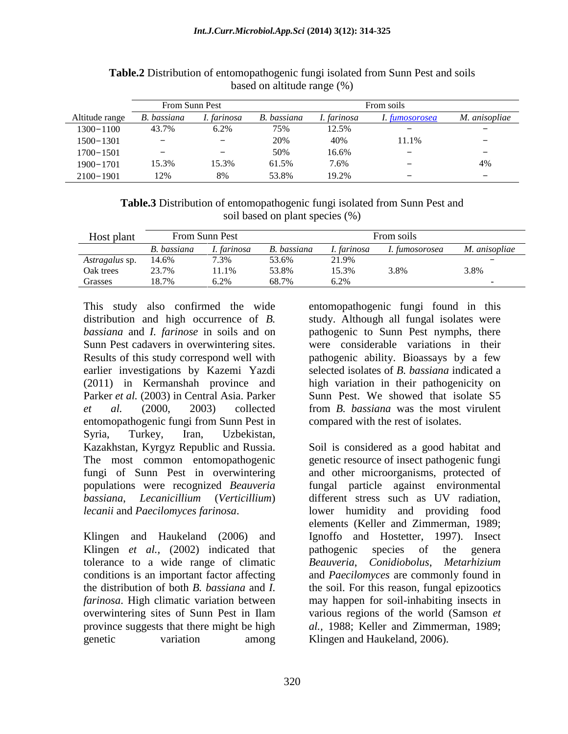**Table.2** Distribution of entomopathogenic fungi isolated from Sunn Pest and soils based on altitude range (%)

| | From Sunn Pest | | From soils | | | |
|---|---|---|---|---|---|---|
| Altitude range | *B. bassiana* | *I. farinosa* | *B. bassiana* | *I. farinosa* | *I. fumosorosea* | *M. anisopliae* |
| 1300−1100 | 43.7% | 6.2% | 75% | 12.5% | − | − |
| 1500−1301 | − | − | 20% | 40% | 11.1% | − |
| 1700−1501 | − | − | 50% | 16.6% | − | − |
| 1900−1701 | 15.3% | 15.3% | 61.5% | 7.6% | − | 4% |
| 2100−1901 | 12% | 8% | 53.8% | 19.2% | − | − |

**Table.3** Distribution of entomopathogenic fungi isolated from Sunn Pest and soil based on plant species (%)

| Host plant | From Sunn Pest | | From soils | | | |
|---|---|---|---|---|---|---|
| | *B. bassiana* | *I. farinosa* | *B. bassiana* | *I. farinosa* | *I. fumosorosea* | *M. anisopliae* |
| *Astragalus* sp. | 14.6% | 7.3% | 53.6% | 21.9% | | − |
| Oak trees | 23.7% | 11.1% | 53.8% | 15.3% | 3.8% | 3.8% |
| Grasses | 18.7% | 6.2% | 68.7% | 6.2% | | - |

This study also confirmed the wide distribution and high occurrence of *B. bassiana* and *I. farinose* in soils and on Sunn Pest cadavers in overwintering sites. Results of this study correspond well with earlier investigations by Kazemi Yazdi (2011) in Kermanshah province and Parker *et al.* (2003) in Central Asia. Parker *et al.* (2000, 2003) collected entomopathogenic fungi from Sunn Pest in Syria, Turkey, Iran, Uzbekistan, Kazakhstan, Kyrgyz Republic and Russia. The most common entomopathogenic fungi of Sunn Pest in overwintering populations were recognized *Beauveria bassiana*, *Lecanicillium* (*Verticillium*) *lecanii* and *Paecilomyces farinosa*.

Klingen and Haukeland (2006) and Klingen *et al.,* (2002) indicated that tolerance to a wide range of climatic conditions is an important factor affecting the distribution of both *B. bassiana* and *I. farinosa*. High climatic variation between overwintering sites of Sunn Pest in Ilam province suggests that there might be high genetic variation among entomopathogenic fungi found in this study. Although all fungal isolates were pathogenic to Sunn Pest nymphs, there were considerable variations in their pathogenic ability. Bioassays by a few selected isolates of *B. bassiana* indicated a high variation in their pathogenicity on Sunn Pest. We showed that isolate S5 from *B. bassiana* was the most virulent compared with the rest of isolates.

Soil is considered as a good habitat and genetic resource of insect pathogenic fungi and other microorganisms, protected of fungal particle against environmental different stress such as UV radiation, lower humidity and providing food elements (Keller and Zimmerman, 1989; Ignoffo and Hostetter, 1997). Insect pathogenic species of the genera *Beauveria*, *Conidiobolus*, *Metarhizium* and *Paecilomyces* are commonly found in the soil. For this reason, fungal epizootics may happen for soil-inhabiting insects in various regions of the world (Samson *et al.,* 1988; Keller and Zimmerman, 1989; Klingen and Haukeland, 2006).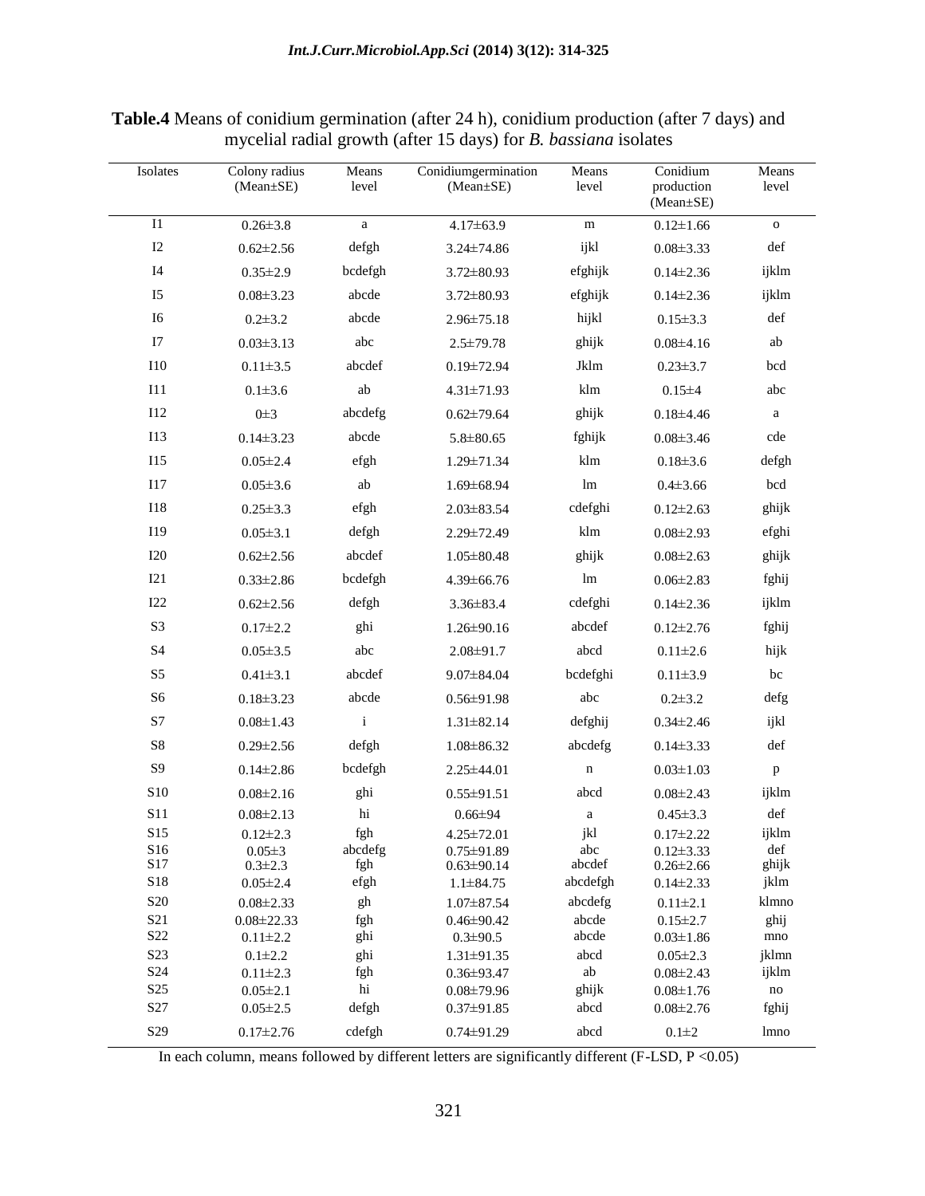**Table.4** Means of conidium germination (after 24 h), conidium production (after 7 days) and mycelial radial growth (after 15 days) for *B. bassiana* isolates

| Isolates | Colony radius (Mean±SE) | Means level | Conidiumgermination (Mean±SE) | Means level | Conidium production (Mean±SE) | Means level |
|---|---|---|---|---|---|---|
| I1 | 0.26±3.8 | a | 4.17±63.9 | m | 0.12±1.66 | o |
| I2 | 0.62±2.56 | defgh | 3.24±74.86 | ijkl | 0.08±3.33 | def |
| I4 | 0.35±2.9 | bcdefgh | 3.72±80.93 | efghijk | 0.14±2.36 | ijklm |
| I5 | 0.08±3.23 | abcde | 3.72±80.93 | efghijk | 0.14±2.36 | ijklm |
| I6 | 0.2±3.2 | abcde | 2.96±75.18 | hijkl | 0.15±3.3 | def |
| I7 | 0.03±3.13 | abc | 2.5±79.78 | ghijk | 0.08±4.16 | ab |
| I10 | 0.11±3.5 | abcdef | 0.19±72.94 | Jklm | 0.23±3.7 | bcd |
| I11 | 0.1±3.6 | ab | 4.31±71.93 | klm | 0.15±4 | abc |
| I12 | 0±3 | abcdefg | 0.62±79.64 | ghijk | 0.18±4.46 | a |
| I13 | 0.14±3.23 | abcde | 5.8±80.65 | fghijk | 0.08±3.46 | cde |
| I15 | 0.05±2.4 | efgh | 1.29±71.34 | klm | 0.18±3.6 | defgh |
| I17 | 0.05±3.6 | ab | 1.69±68.94 | lm | 0.4±3.66 | bcd |
| I18 | 0.25±3.3 | efgh | 2.03±83.54 | cdefghi | 0.12±2.63 | ghijk |
| I19 | 0.05±3.1 | defgh | 2.29±72.49 | klm | 0.08±2.93 | efghi |
| I20 | 0.62±2.56 | abcdef | 1.05±80.48 | ghijk | 0.08±2.63 | ghijk |
| I21 | 0.33±2.86 | bcdefgh | 4.39±66.76 | lm | 0.06±2.83 | fghij |
| I22 | 0.62±2.56 | defgh | 3.36±83.4 | cdefghi | 0.14±2.36 | ijklm |
| S3 | 0.17±2.2 | ghi | 1.26±90.16 | abcdef | 0.12±2.76 | fghij |
| S4 | 0.05±3.5 | abc | 2.08±91.7 | abcd | 0.11±2.6 | hijk |
| S5 | 0.41±3.1 | abcdef | 9.07±84.04 | bcdefghi | 0.11±3.9 | bc |
| S6 | 0.18±3.23 | abcde | 0.56±91.98 | abc | 0.2±3.2 | defg |
| S7 | 0.08±1.43 | i | 1.31±82.14 | defghij | 0.34±2.46 | ijkl |
| S8 | 0.29±2.56 | defgh | 1.08±86.32 | abcdefg | 0.14±3.33 | def |
| S9 | 0.14±2.86 | bcdefgh | 2.25±44.01 | n | 0.03±1.03 | p |
| S10 | 0.08±2.16 | ghi | 0.55±91.51 | abcd | 0.08±2.43 | ijklm |
| S11 | 0.08±2.13 | hi | 0.66±94 | a | 0.45±3.3 | def |
| S15 | 0.12±2.3 | fgh | 4.25±72.01 | jkl | 0.17±2.22 | ijklm |
| S16 | 0.05±3 | abcdefg | 0.75±91.89 | abc | 0.12±3.33 | def |
| S17 | 0.3±2.3 | fgh | 0.63±90.14 | abcdef | 0.26±2.66 | ghijk |
| S18 | 0.05±2.4 | efgh | 1.1±84.75 | abcdefgh | 0.14±2.33 | jklm |
| S20 | 0.08±2.33 | gh | 1.07±87.54 | abcdefg | 0.11±2.1 | klmno |
| S21 | 0.08±22.33 | fgh | 0.46±90.42 | abcde | 0.15±2.7 | ghij |
| S22 | 0.11±2.2 | ghi | 0.3±90.5 | abcde | 0.03±1.86 | mno |
| S23 | 0.1±2.2 | ghi | 1.31±91.35 | abcd | 0.05±2.3 | jklmn |
| S24 | 0.11±2.3 | fgh | 0.36±93.47 | ab | 0.08±2.43 | ijklm |
| S25 | 0.05±2.1 | hi | 0.08±79.96 | ghijk | 0.08±1.76 | no |
| S27 | 0.05±2.5 | defgh | 0.37±91.85 | abcd | 0.08±2.76 | fghij |
| S29 | 0.17±2.76 | cdefgh | 0.74±91.29 | abcd | 0.1±2 | lmno |

In each column, means followed by different letters are significantly different (F-LSD, $P < 0.05$)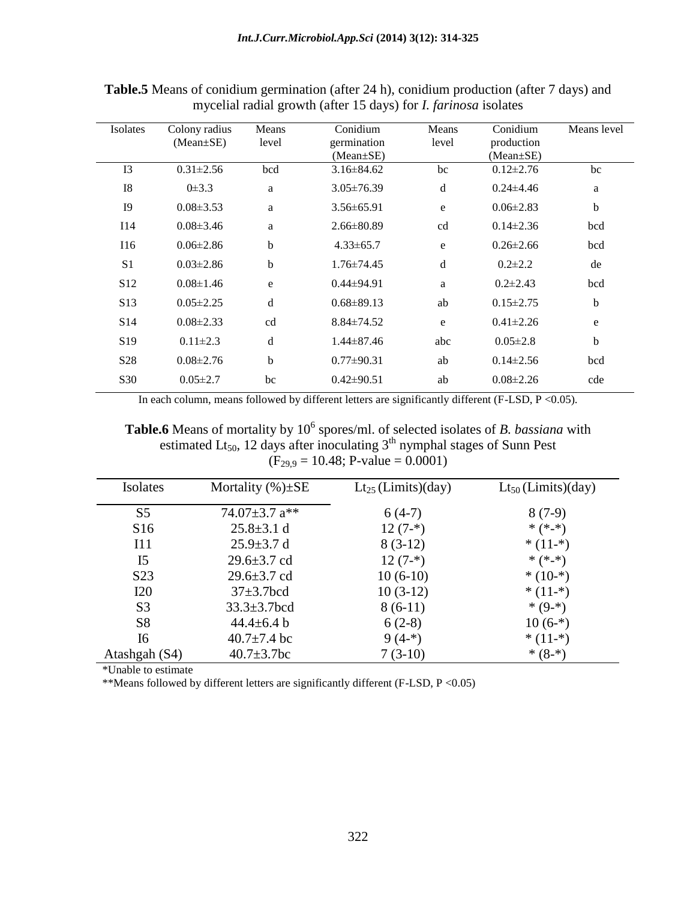**Table.5** Means of conidium germination (after 24 h), conidium production (after 7 days) and mycelial radial growth (after 15 days) for *I. farinosa* isolates

| Isolates | Colony radius (Mean±SE) | Means level | Conidium germination (Mean±SE) | Means level | Conidium production (Mean±SE) | Means level |
|---|---|---|---|---|---|---|
| I3 | 0.31±2.56 | bcd | 3.16±84.62 | bc | 0.12±2.76 | bc |
| I8 | 0±3.3 | a | 3.05±76.39 | d | 0.24±4.46 | a |
| I9 | 0.08±3.53 | a | 3.56±65.91 | e | 0.06±2.83 | b |
| I14 | 0.08±3.46 | a | 2.66±80.89 | cd | 0.14±2.36 | bcd |
| I16 | 0.06±2.86 | b | 4.33±65.7 | e | 0.26±2.66 | bcd |
| S1 | 0.03±2.86 | b | 1.76±74.45 | d | 0.2±2.2 | de |
| S12 | 0.08±1.46 | e | 0.44±94.91 | a | 0.2±2.43 | bcd |
| S13 | 0.05±2.25 | d | 0.68±89.13 | ab | 0.15±2.75 | b |
| S14 | 0.08±2.33 | cd | 8.84±74.52 | e | 0.41±2.26 | e |
| S19 | 0.11±2.3 | d | 1.44±87.46 | abc | 0.05±2.8 | b |
| S28 | 0.08±2.76 | b | 0.77±90.31 | ab | 0.14±2.56 | bcd |
| S30 | 0.05±2.7 | bc | 0.42±90.51 | ab | 0.08±2.26 | cde |

In each column, means followed by different letters are significantly different (F-LSD, $P < 0.05$).

**Table.6** Means of mortality by $10^6$ spores/ml. of selected isolates of *B. bassiana* with estimated $Lt_{50}$, 12 days after inoculating 3th nymphal stages of Sunn Pest ($F_{29,9} = 10.48$; P-value = 0.0001)

| Isolates | Mortality (%)±SE | $Lt_{25}$ (Limits)(day) | $Lt_{50}$ (Limits)(day) |
|---|---|---|---|
| S5 | 74.07±3.7 a** | 6 (4-7) | 8 (7-9) |
| S16 | 25.8±3.1 d | 12 (7-*) | * (*-*) |
| I11 | 25.9±3.7 d | 8 (3-12) | * (11-*) |
| I5 | 29.6±3.7 cd | 12 (7-*) | * (*-*) |
| S23 | 29.6±3.7 cd | 10 (6-10) | * (10-*) |
| I20 | 37±3.7bcd | 10 (3-12) | * (11-*) |
| S3 | 33.3±3.7bcd | 8 (6-11) | * (9-*) |
| S8 | 44.4±6.4 b | 6 (2-8) | 10 (6-*) |
| I6 | 40.7±7.4 bc | 9 (4-*) | * (11-*) |
| Atashgah (S4) | 40.7±3.7bc | 7 (3-10) | * (8-*) |

*Unable to estimate

**Means followed by different letters are significantly different (F-LSD, $P < 0.05$)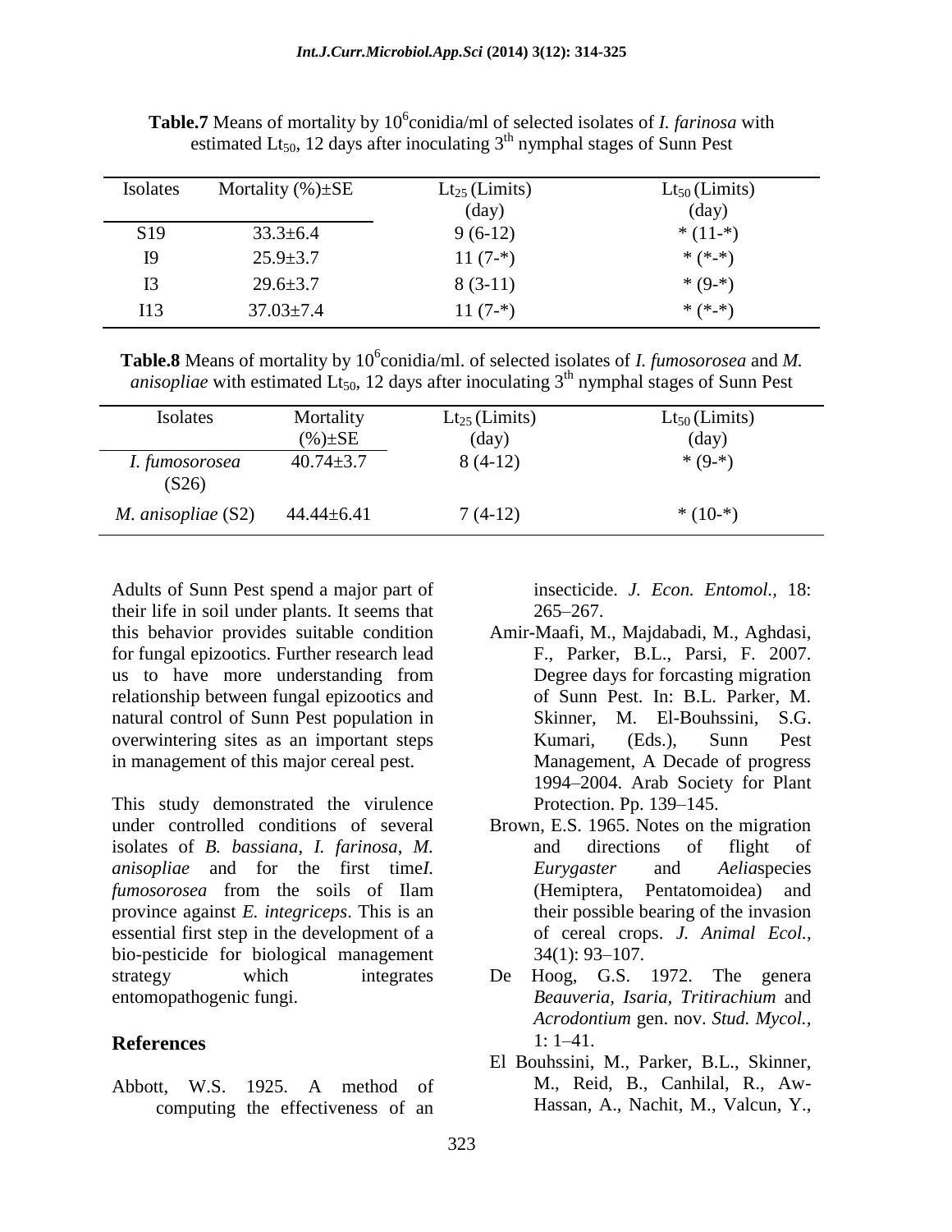**Table.7** Means of mortality by $10^6$conidia/ml of selected isolates of *I. farinosa* with estimated $Lt_{50}$, 12 days after inoculating $3^{th}$ nymphal stages of Sunn Pest

| Isolates | Mortality (%)±SE | $Lt_{25}$ (Limits) (day) | $Lt_{50}$ (Limits) (day) |
|---|---|---|---|
| S19 | 33.3±6.4 | 9 (6-12) | * (11-*) |
| I9 | 25.9±3.7 | 11 (7-*) | * (*-*) |
| I3 | 29.6±3.7 | 8 (3-11) | * (9-*) |
| I13 | 37.03±7.4 | 11 (7-*) | * (*-*) |

**Table.8** Means of mortality by $10^6$conidia/ml. of selected isolates of *I. fumosorosea* and *M. anisopliae* with estimated $Lt_{50}$, 12 days after inoculating $3^{th}$ nymphal stages of Sunn Pest

| Isolates | Mortality (%)±SE | $Lt_{25}$ (Limits) (day) | $Lt_{50}$ (Limits) (day) |
|---|---|---|---|
| *I. fumosorosea* (S26) | 40.74±3.7 | 8 (4-12) | * (9-*) |
| *M. anisopliae* (S2) | 44.44±6.41 | 7 (4-12) | * (10-*) |

Adults of Sunn Pest spend a major part of their life in soil under plants. It seems that this behavior provides suitable condition for fungal epizootics. Further research lead us to have more understanding from relationship between fungal epizootics and natural control of Sunn Pest population in overwintering sites as an important steps in management of this major cereal pest.

This study demonstrated the virulence under controlled conditions of several isolates of *B. bassiana*, *I. farinosa*, *M. anisopliae* and for the first time*I. fumosorosea* from the soils of Ilam province against *E. integriceps*. This is an essential first step in the development of a bio-pesticide for biological management strategy which integrates entomopathogenic fungi.

## References

Abbott, W.S. 1925. A method of computing the effectiveness of an insecticide. *J. Econ. Entomol.,* 18: 265–267.

Amir-Maafi, M., Majdabadi, M., Aghdasi, F., Parker, B.L., Parsi, F. 2007. Degree days for forcasting migration of Sunn Pest. In: B.L. Parker, M. Skinner, M. El-Bouhssini, S.G. Kumari, (Eds.), Sunn Pest Management, A Decade of progress 1994–2004. Arab Society for Plant Protection. Pp. 139–145.

Brown, E.S. 1965. Notes on the migration and directions of flight of *Eurygaster* and *Aelia*species (Hemiptera, Pentatomoidea) and their possible bearing of the invasion of cereal crops. *J. Animal Ecol.,* 34(1): 93–107.

De Hoog, G.S. 1972. The genera *Beauveria*, *Isaria*, *Tritirachium* and *Acrodontium* gen. nov. *Stud. Mycol.,* 1: 1–41.

El Bouhssini, M., Parker, B.L., Skinner, M., Reid, B., Canhilal, R., Aw-Hassan, A., Nachit, M., Valcun, Y.,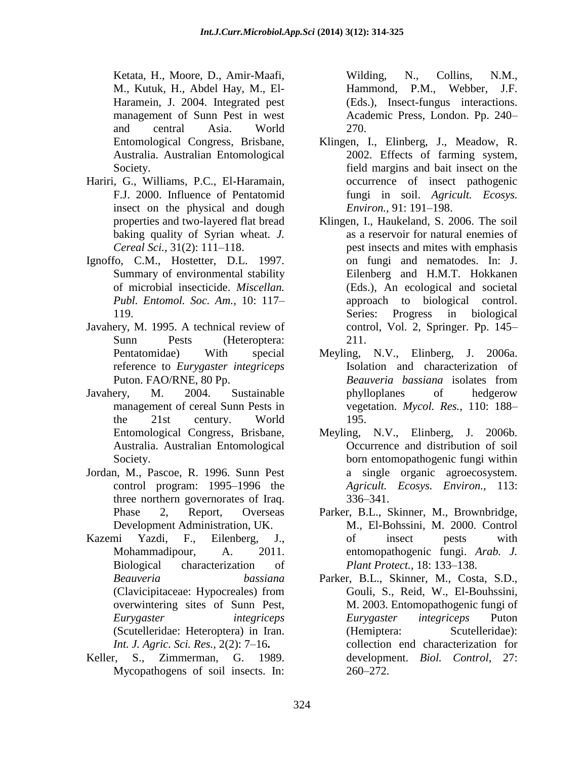Ketata, H., Moore, D., Amir-Maafi, M., Kutuk, H., Abdel Hay, M., El-Haramein, J. 2004. Integrated pest management of Sunn Pest in west and central Asia. World Entomological Congress, Brisbane, Australia. Australian Entomological Society.

Hariri, G., Williams, P.C., El-Haramain, F.J. 2000. Influence of Pentatomid insect on the physical and dough properties and two-layered flat bread baking quality of Syrian wheat. *J. Cereal Sci.,* 31(2): 111–118.

Ignoffo, C.M., Hostetter, D.L. 1997. Summary of environmental stability of microbial insecticide. *Miscellan. Publ. Entomol. Soc. Am.,* 10: 117–119.

Javahery, M. 1995. A technical review of Sunn Pests (Heteroptera: Pentatomidae) With special reference to *Eurygaster integriceps* Puton. FAO/RNE, 80 Pp.

Javahery, M. 2004. Sustainable management of cereal Sunn Pests in the 21st century. World Entomological Congress, Brisbane, Australia. Australian Entomological Society.

Jordan, M., Pascoe, R. 1996. Sunn Pest control program: 1995–1996 the three northern governorates of Iraq. Phase 2, Report, Overseas Development Administration, UK.

Kazemi Yazdi, F., Eilenberg, J., Mohammadipour, A. 2011. Biological characterization of *Beauveria bassiana* (Clavicipitaceae: Hypocreales) from overwintering sites of Sunn Pest, *Eurygaster integriceps* (Scutelleridae: Heteroptera) in Iran. *Int. J. Agric. Sci. Res.,* 2(2): 7–16**.**

Keller, S., Zimmerman, G. 1989. Mycopathogens of soil insects. In: Wilding, N., Collins, N.M., Hammond, P.M., Webber, J.F. (Eds.), Insect-fungus interactions. Academic Press, London. Pp. 240–270.

Klingen, I., Elinberg, J., Meadow, R. 2002. Effects of farming system, field margins and bait insect on the occurrence of insect pathogenic fungi in soil. *Agricult. Ecosys. Environ.,* 91: 191–198.

Klingen, I., Haukeland, S. 2006. The soil as a reservoir for natural enemies of pest insects and mites with emphasis on fungi and nematodes. In: J. Eilenberg and H.M.T. Hokkanen (Eds.), An ecological and societal approach to biological control. Series: Progress in biological control, Vol. 2, Springer. Pp. 145–211.

Meyling, N.V., Elinberg, J. 2006a. Isolation and characterization of *Beauveria bassiana* isolates from phylloplanes of hedgerow vegetation. *Mycol. Res.,* 110: 188–195.

Meyling, N.V., Elinberg, J. 2006b. Occurrence and distribution of soil born entomopathogenic fungi within a single organic agroecosystem. *Agricult. Ecosys. Environ.,* 113: 336–341.

Parker, B.L., Skinner, M., Brownbridge, M., El-Bohssini, M. 2000. Control of insect pests with entomopathogenic fungi. *Arab. J. Plant Protect.,* 18: 133–138.

Parker, B.L., Skinner, M., Costa, S.D., Gouli, S., Reid, W., El-Bouhssini, M. 2003. Entomopathogenic fungi of *Eurygaster integriceps* Puton (Hemiptera: Scutelleridae): collection end characterization for development. *Biol. Control,* 27: 260–272.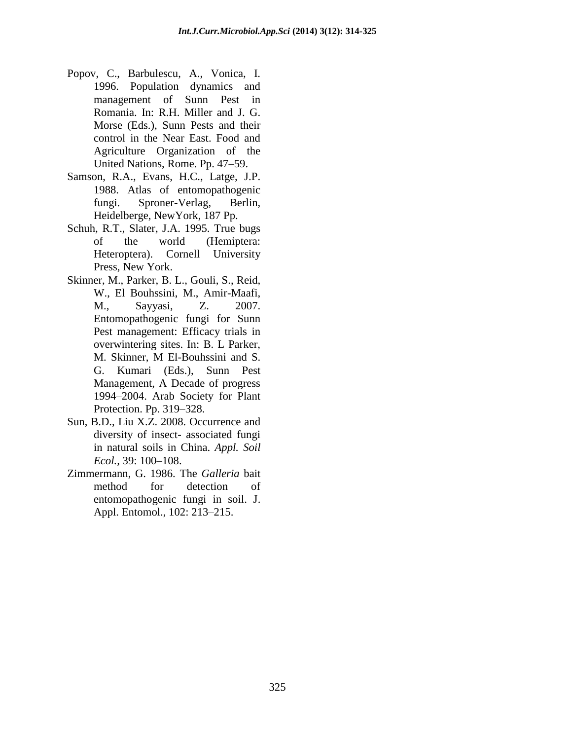Popov, C., Barbulescu, A., Vonica, I. 1996. Population dynamics and management of Sunn Pest in Romania. In: R.H. Miller and J. G. Morse (Eds.), Sunn Pests and their control in the Near East. Food and Agriculture Organization of the United Nations, Rome. Pp. 47–59.

Samson, R.A., Evans, H.C., Latge, J.P. 1988. Atlas of entomopathogenic fungi. Sproner-Verlag, Berlin, Heidelberge, NewYork, 187 Pp.

Schuh, R.T., Slater, J.A. 1995. True bugs of the world (Hemiptera: Heteroptera). Cornell University Press, New York.

Skinner, M., Parker, B. L., Gouli, S., Reid, W., El Bouhssini, M., Amir-Maafi, M., Sayyasi, Z. 2007. Entomopathogenic fungi for Sunn Pest management: Efficacy trials in overwintering sites. In: B. L Parker, M. Skinner, M El-Bouhssini and S. G. Kumari (Eds.), Sunn Pest Management, A Decade of progress 1994–2004. Arab Society for Plant Protection. Pp. 319–328.

Sun, B.D., Liu X.Z. 2008. Occurrence and diversity of insect- associated fungi in natural soils in China. *Appl. Soil Ecol.*, 39: 100–108.

Zimmermann, G. 1986. The *Galleria* bait method for detection of entomopathogenic fungi in soil. J. Appl. Entomol., 102: 213–215.